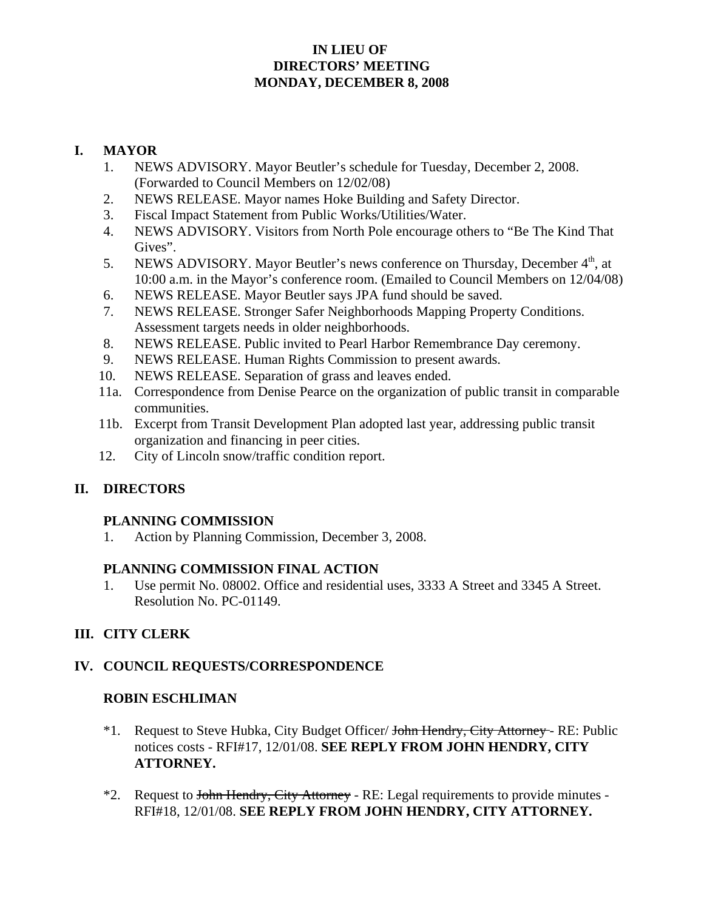# IN LIEU OF
# DIRECTORS' MEETING
# MONDAY, DECEMBER 8, 2008

## I. MAYOR

1. NEWS ADVISORY. Mayor Beutler's schedule for Tuesday, December 2, 2008. (Forwarded to Council Members on 12/02/08)
2. NEWS RELEASE. Mayor names Hoke Building and Safety Director.
3. Fiscal Impact Statement from Public Works/Utilities/Water.
4. NEWS ADVISORY. Visitors from North Pole encourage others to "Be The Kind That Gives".
5. NEWS ADVISORY. Mayor Beutler's news conference on Thursday, December 4th, at 10:00 a.m. in the Mayor's conference room. (Emailed to Council Members on 12/04/08)
6. NEWS RELEASE. Mayor Beutler says JPA fund should be saved.
7. NEWS RELEASE. Stronger Safer Neighborhoods Mapping Property Conditions. Assessment targets needs in older neighborhoods.
8. NEWS RELEASE. Public invited to Pearl Harbor Remembrance Day ceremony.
9. NEWS RELEASE. Human Rights Commission to present awards.
10. NEWS RELEASE. Separation of grass and leaves ended.

11a. Correspondence from Denise Pearce on the organization of public transit in comparable communities.

11b. Excerpt from Transit Development Plan adopted last year, addressing public transit organization and financing in peer cities.

12. City of Lincoln snow/traffic condition report.

## II. DIRECTORS

### PLANNING COMMISSION

1. Action by Planning Commission, December 3, 2008.

### PLANNING COMMISSION FINAL ACTION

1. Use permit No. 08002. Office and residential uses, 3333 A Street and 3345 A Street. Resolution No. PC-01149.

## III. CITY CLERK

## IV. COUNCIL REQUESTS/CORRESPONDENCE

### ROBIN ESCHLIMAN

*1. Request to Steve Hubka, City Budget Officer/ ~~John Hendry, City Attorney~~ - RE: Public notices costs - RFI#17, 12/01/08. **SEE REPLY FROM JOHN HENDRY, CITY ATTORNEY.**

*2. Request to ~~John Hendry, City Attorney~~ - RE: Legal requirements to provide minutes - RFI#18, 12/01/08. **SEE REPLY FROM JOHN HENDRY, CITY ATTORNEY.**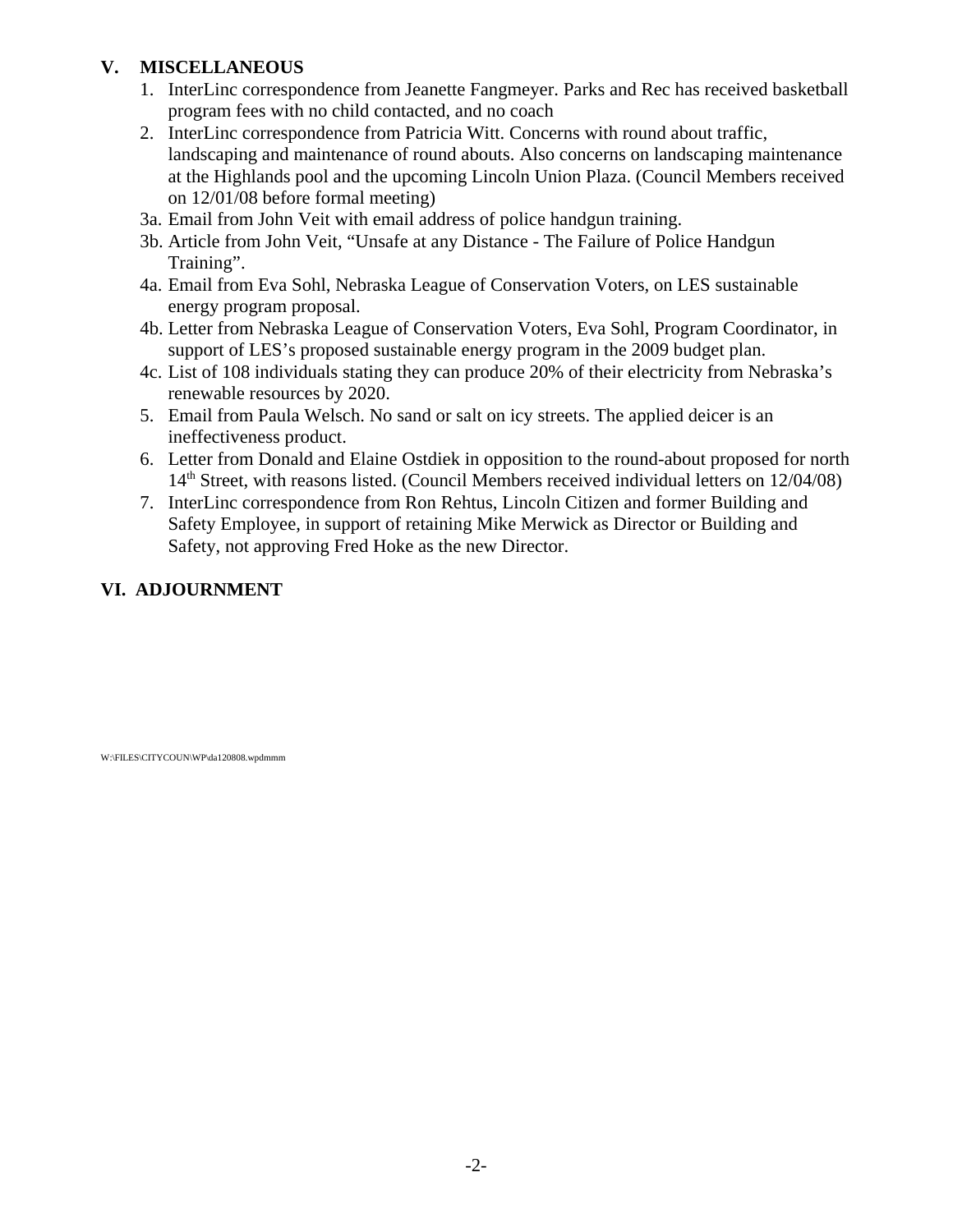## V. MISCELLANEOUS

1. InterLinc correspondence from Jeanette Fangmeyer. Parks and Rec has received basketball program fees with no child contacted, and no coach
2. InterLinc correspondence from Patricia Witt. Concerns with round about traffic, landscaping and maintenance of round abouts. Also concerns on landscaping maintenance at the Highlands pool and the upcoming Lincoln Union Plaza. (Council Members received on 12/01/08 before formal meeting)

3a. Email from John Veit with email address of police handgun training.

3b. Article from John Veit, "Unsafe at any Distance - The Failure of Police Handgun Training".

4a. Email from Eva Sohl, Nebraska League of Conservation Voters, on LES sustainable energy program proposal.

4b. Letter from Nebraska League of Conservation Voters, Eva Sohl, Program Coordinator, in support of LES's proposed sustainable energy program in the 2009 budget plan.

4c. List of 108 individuals stating they can produce 20% of their electricity from Nebraska's renewable resources by 2020.

5. Email from Paula Welsch. No sand or salt on icy streets. The applied deicer is an ineffectiveness product.
6. Letter from Donald and Elaine Ostdiek in opposition to the round-about proposed for north 14th Street, with reasons listed. (Council Members received individual letters on 12/04/08)
7. InterLinc correspondence from Ron Rehtus, Lincoln Citizen and former Building and Safety Employee, in support of retaining Mike Merwick as Director or Building and Safety, not approving Fred Hoke as the new Director.

## VI. ADJOURNMENT

W:\FILES\CITYCOUN\WP\da120808.wpdmmm